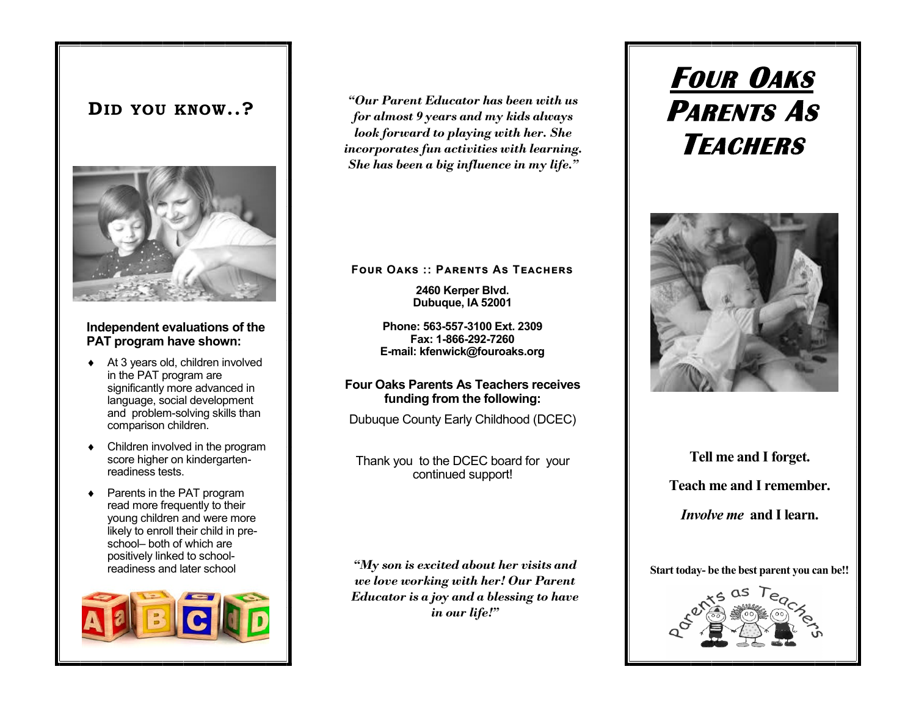# Did you know..?

**Independent evaluations of the PAT program have shown:**

- At 3 years old, children involved in the PAT program are significantly more advanced in language, social development and problem-solving skills than comparison children.
- Children involved in the program score higher on kindergarten-readiness tests.
- Parents in the PAT program read more frequently to their young children and were more likely to enroll their child in pre-school– both of which are positively linked to school-readiness and later school

*"Our Parent Educator has been with us for almost 9 years and my kids always look forward to playing with her. She incorporates fun activities with learning. She has been a big influence in my life."*

**Four Oaks :: Parents As Teachers**

**2460 Kerper Blvd.**
**Dubuque, IA 52001**

**Phone: 563-557-3100 Ext. 2309**
**Fax: 1-866-292-7260**
**E-mail: kfenwick@fouroaks.org**

**Four Oaks Parents As Teachers receives funding from the following:**

Dubuque County Early Childhood (DCEC)

Thank you to the DCEC board for your continued support!

*"My son is excited about her visits and we love working with her! Our Parent Educator is a joy and a blessing to have in our life!"*

# Four Oaks Parents As Teachers

**Tell me and I forget.**

**Teach me and I remember.**

***Involve me* and I learn.**

**Start today- be the best parent you can be!!**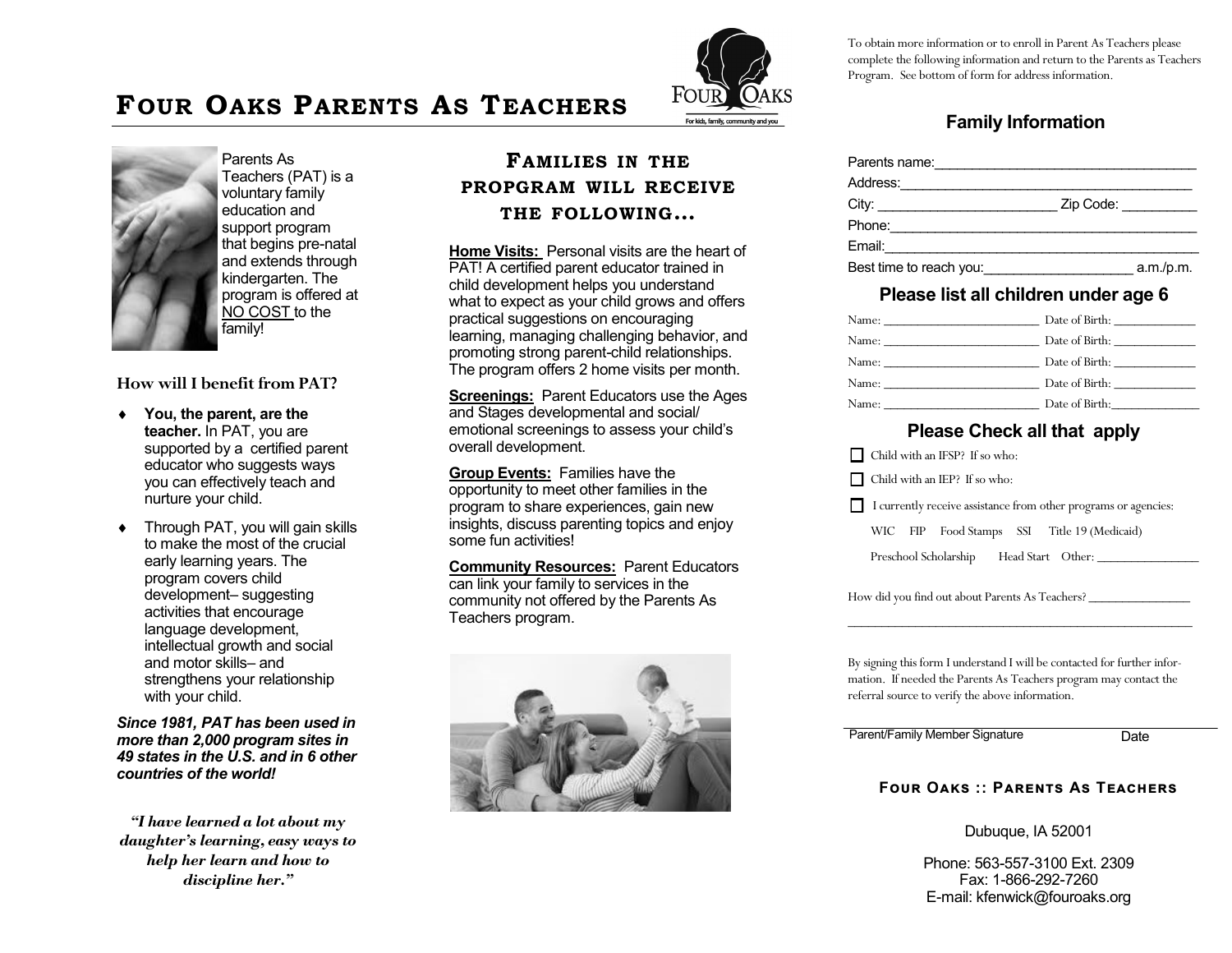# Four Oaks Parents As Teachers

Parents As Teachers (PAT) is a voluntary family education and support program that begins pre-natal and extends through kindergarten. The program is offered at NO COST to the family!

### How will I benefit from PAT?

- **You, the parent, are the teacher.** In PAT, you are supported by a certified parent educator who suggests ways you can effectively teach and nurture your child.
- Through PAT, you will gain skills to make the most of the crucial early learning years. The program covers child development– suggesting activities that encourage language development, intellectual growth and social and motor skills– and strengthens your relationship with your child.

***Since 1981, PAT has been used in more than 2,000 program sites in 49 states in the U.S. and in 6 other countries of the world!***

***"I have learned a lot about my daughter's learning, easy ways to help her learn and how to discipline her."***

## Families in the propgram will receive the following...

**Home Visits:** Personal visits are the heart of PAT! A certified parent educator trained in child development helps you understand what to expect as your child grows and offers practical suggestions on encouraging learning, managing challenging behavior, and promoting strong parent-child relationships. The program offers 2 home visits per month.

**Screenings:** Parent Educators use the Ages and Stages developmental and social/ emotional screenings to assess your child's overall development.

**Group Events:** Families have the opportunity to meet other families in the program to share experiences, gain new insights, discuss parenting topics and enjoy some fun activities!

**Community Resources:** Parent Educators can link your family to services in the community not offered by the Parents As Teachers program.

To obtain more information or to enroll in Parent As Teachers please complete the following information and return to the Parents as Teachers Program. See bottom of form for address information.

## Family Information

Parents name:___________________________________

Address:_______________________________________

City: ________________________ Zip Code: __________

Phone:________________________________________

Email:_________________________________________

Best time to reach you:___________________ a.m./p.m.

### Please list all children under age 6

Name: ______________________ Date of Birth: ____________

Name: ______________________ Date of Birth: ____________

Name: ______________________ Date of Birth: ____________

Name: ______________________ Date of Birth: ____________

Name: ______________________ Date of Birth: ____________

### Please Check all that apply

☐ Child with an IFSP? If so who:

☐ Child with an IEP? If so who:

☐ I currently receive assistance from other programs or agencies:

WIC FIP Food Stamps SSI Title 19 (Medicaid)

Preschool Scholarship Head Start Other: _______________

How did you find out about Parents As Teachers? _______________

_______________________________________________

By signing this form I understand I will be contacted for further information. If needed the Parents As Teachers program may contact the referral source to verify the above information.

Parent/Family Member Signature Date

**Four Oaks :: Parents As Teachers**

Dubuque, IA 52001

Phone: 563-557-3100 Ext. 2309
Fax: 1-866-292-7260
E-mail: kfenwick@fouroaks.org